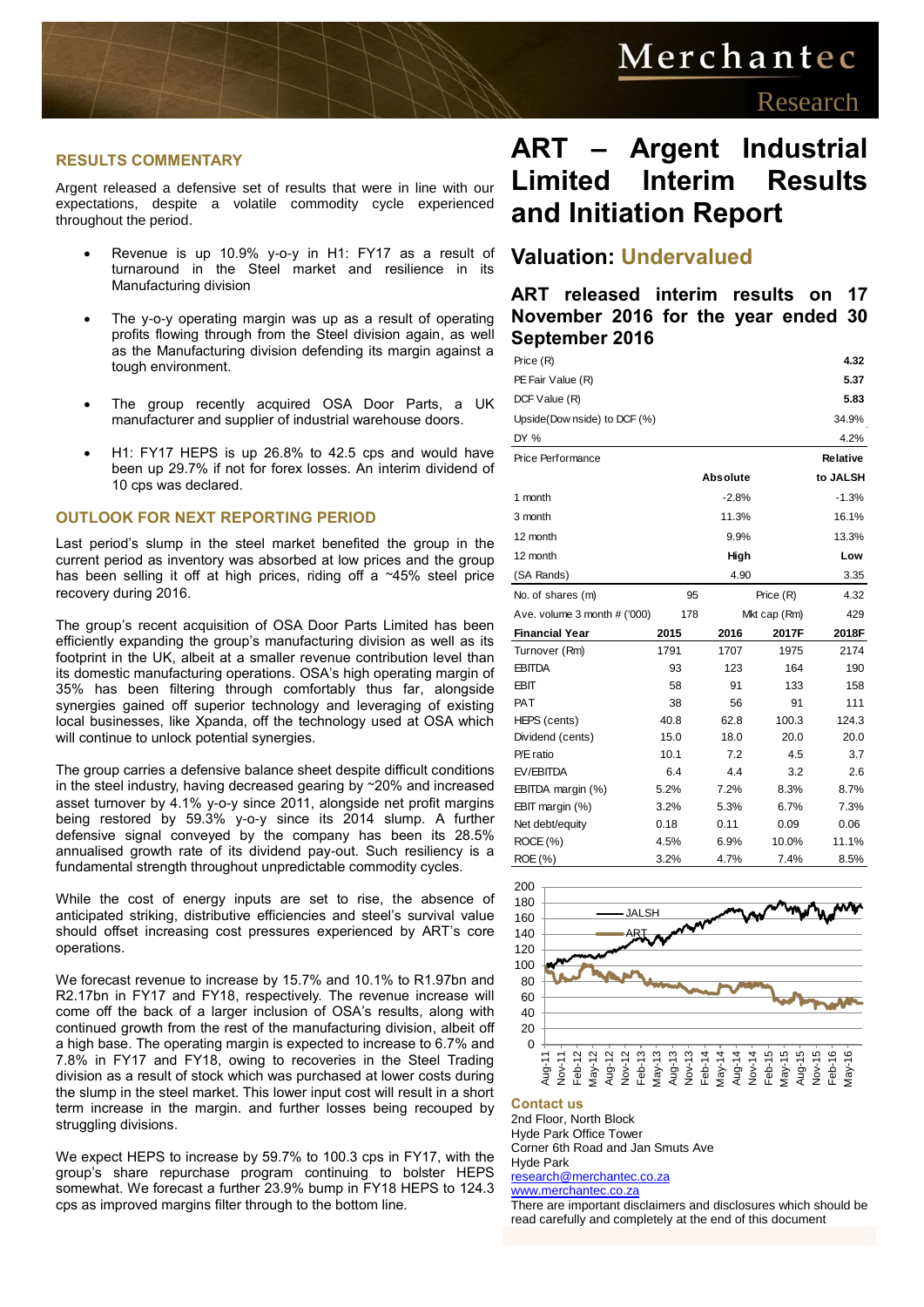# ART – Argent Industrial Limited Interim Results and Initiation Report

## Valuation: Undervalued

### ART released interim results on 17 November 2016 for the year ended 30 September 2016

| | | |
|---|---|---|
| Price (R) | | 4.32 |
| PE Fair Value (R) | | 5.37 |
| DCF Value (R) | | 5.83 |
| Upside(Downside) to DCF (%) | | 34.9% |
| DY % | | 4.2% |
| Price Performance | | Relative |
| | Absolute | to JALSH |
| 1 month | -2.8% | -1.3% |
| 3 month | 11.3% | 16.1% |
| 12 month | 9.9% | 13.3% |
| 12 month | High | Low |
| (SA Rands) | 4.90 | 3.35 |

| | | | |
|---|---|---|---|
| No. of shares (m) | 95 | Price (R) | 4.32 |
| Ave. volume 3 month # ('000) | 178 | Mkt cap (Rm) | 429 |

| Financial Year | 2015 | 2016 | 2017F | 2018F |
|---|---|---|---|---|
| Turnover (Rm) | 1791 | 1707 | 1975 | 2174 |
| EBITDA | 93 | 123 | 164 | 190 |
| EBIT | 58 | 91 | 133 | 158 |
| PAT | 38 | 56 | 91 | 111 |
| HEPS (cents) | 40.8 | 62.8 | 100.3 | 124.3 |
| Dividend (cents) | 15.0 | 18.0 | 20.0 | 20.0 |
| P/E ratio | 10.1 | 7.2 | 4.5 | 3.7 |
| EV/EBITDA | 6.4 | 4.4 | 3.2 | 2.6 |
| EBITDA margin (%) | 5.2% | 7.2% | 8.3% | 8.7% |
| EBIT margin (%) | 3.2% | 5.3% | 6.7% | 7.3% |
| Net debt/equity | 0.18 | 0.11 | 0.09 | 0.06 |
| ROCE (%) | 4.5% | 6.9% | 10.0% | 11.1% |
| ROE (%) | 3.2% | 4.7% | 7.4% | 8.5% |

## RESULTS COMMENTARY

Argent released a defensive set of results that were in line with our expectations, despite a volatile commodity cycle experienced throughout the period.

- Revenue is up 10.9% y-o-y in H1: FY17 as a result of turnaround in the Steel market and resilience in its Manufacturing division
- The y-o-y operating margin was up as a result of operating profits flowing through from the Steel division again, as well as the Manufacturing division defending its margin against a tough environment.
- The group recently acquired OSA Door Parts, a UK manufacturer and supplier of industrial warehouse doors.
- H1: FY17 HEPS is up 26.8% to 42.5 cps and would have been up 29.7% if not for forex losses. An interim dividend of 10 cps was declared.

## OUTLOOK FOR NEXT REPORTING PERIOD

Last period's slump in the steel market benefited the group in the current period as inventory was absorbed at low prices and the group has been selling it off at high prices, riding off a ~45% steel price recovery during 2016.

The group's recent acquisition of OSA Door Parts Limited has been efficiently expanding the group's manufacturing division as well as its footprint in the UK, albeit at a smaller revenue contribution level than its domestic manufacturing operations. OSA's high operating margin of 35% has been filtering through comfortably thus far, alongside synergies gained off superior technology and leveraging of existing local businesses, like Xpanda, off the technology used at OSA which will continue to unlock potential synergies.

The group carries a defensive balance sheet despite difficult conditions in the steel industry, having decreased gearing by ~20% and increased asset turnover by 4.1% y-o-y since 2011, alongside net profit margins being restored by 59.3% y-o-y since its 2014 slump. A further defensive signal conveyed by the company has been its 28.5% annualised growth rate of its dividend pay-out. Such resiliency is a fundamental strength throughout unpredictable commodity cycles.

While the cost of energy inputs are set to rise, the absence of anticipated striking, distributive efficiencies and steel's survival value should offset increasing cost pressures experienced by ART's core operations.

We forecast revenue to increase by 15.7% and 10.1% to R1.97bn and R2.17bn in FY17 and FY18, respectively. The revenue increase will come off the back of a larger inclusion of OSA's results, along with continued growth from the rest of the manufacturing division, albeit off a high base. The operating margin is expected to increase to 6.7% and 7.8% in FY17 and FY18, owing to recoveries in the Steel Trading division as a result of stock which was purchased at lower costs during the slump in the steel market. This lower input cost will result in a short term increase in the margin. and further losses being recouped by struggling divisions.

We expect HEPS to increase by 59.7% to 100.3 cps in FY17, with the group's share repurchase program continuing to bolster HEPS somewhat. We forecast a further 23.9% bump in FY18 HEPS to 124.3 cps as improved margins filter through to the bottom line.

**Contact us**

2nd Floor, North Block
Hyde Park Office Tower
Corner 6th Road and Jan Smuts Ave
Hyde Park
research@merchantec.co.za
www.merchantec.co.za

There are important disclaimers and disclosures which should be read carefully and completely at the end of this document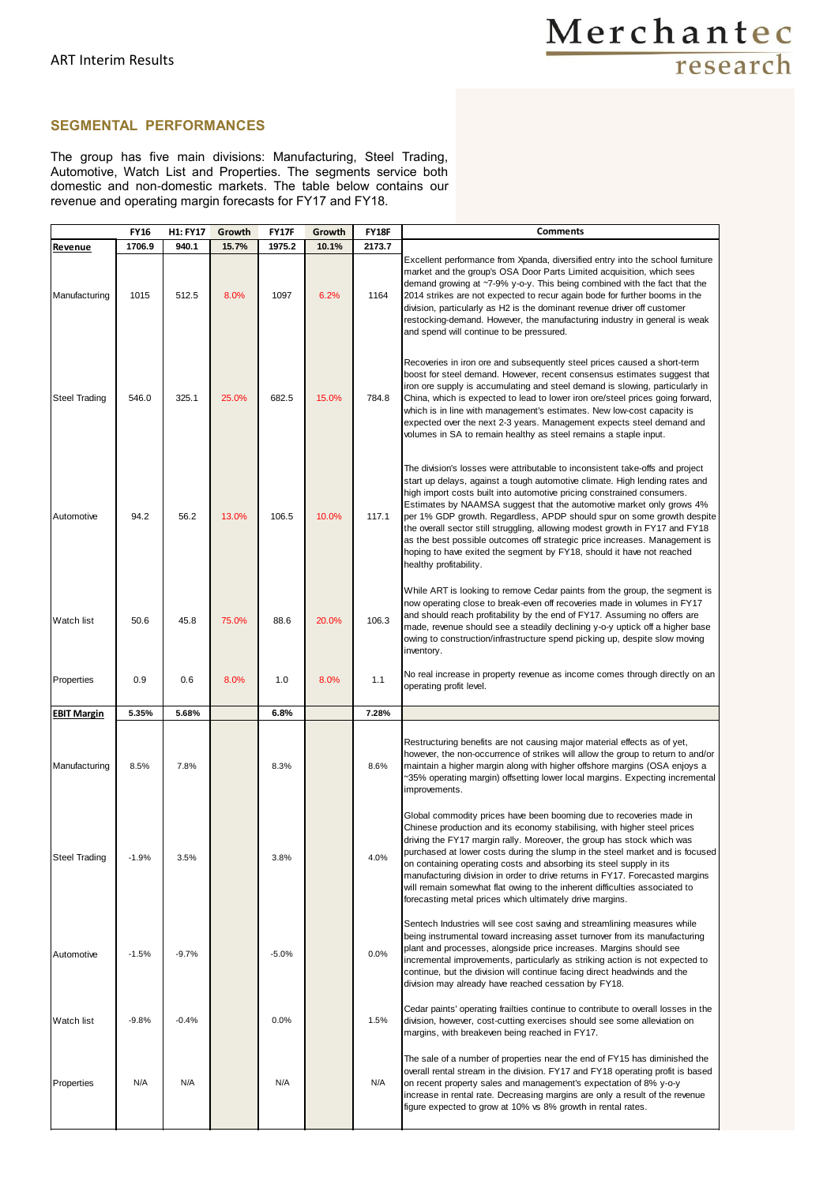## SEGMENTAL PERFORMANCES

The group has five main divisions: Manufacturing, Steel Trading, Automotive, Watch List and Properties. The segments service both domestic and non-domestic markets. The table below contains our revenue and operating margin forecasts for FY17 and FY18.

| | FY16 | H1: FY17 | Growth | FY17F | Growth | FY18F | Comments |
|---|---|---|---|---|---|---|---|
| **Revenue** | 1706.9 | 940.1 | 15.7% | 1975.2 | 10.1% | 2173.7 | |
| Manufacturing | 1015 | 512.5 | 8.0% | 1097 | 6.2% | 1164 | Excellent performance from Xpanda, diversified entry into the school furniture market and the group's OSA Door Parts Limited acquisition, which sees demand growing at ~7-9% y-o-y. This being combined with the fact that the 2014 strikes are not expected to recur again bode for further booms in the division, particularly as H2 is the dominant revenue driver off customer restocking-demand. However, the manufacturing industry in general is weak and spend will continue to be pressured. |
| Steel Trading | 546.0 | 325.1 | 25.0% | 682.5 | 15.0% | 784.8 | Recoveries in iron ore and subsequently steel prices caused a short-term boost for steel demand. However, recent consensus estimates suggest that iron ore supply is accumulating and steel demand is slowing, particularly in China, which is expected to lead to lower iron ore/steel prices going forward, which is in line with management's estimates. New low-cost capacity is expected over the next 2-3 years. Management expects steel demand and volumes in SA to remain healthy as steel remains a staple input. |
| Automotive | 94.2 | 56.2 | 13.0% | 106.5 | 10.0% | 117.1 | The division's losses were attributable to inconsistent take-offs and project start up delays, against a tough automotive climate. High lending rates and high import costs built into automotive pricing constrained consumers. Estimates by NAAMSA suggest that the automotive market only grows 4% per 1% GDP growth. Regardless, APDP should spur on some growth despite the overall sector still struggling, allowing modest growth in FY17 and FY18 as the best possible outcomes off strategic price increases. Management is hoping to have exited the segment by FY18, should it have not reached healthy profitability. |
| Watch list | 50.6 | 45.8 | 75.0% | 88.6 | 20.0% | 106.3 | While ART is looking to remove Cedar paints from the group, the segment is now operating close to break-even off recoveries made in volumes in FY17 and should reach profitability by the end of FY17. Assuming no offers are made, revenue should see a steadily declining y-o-y uptick off a higher base owing to construction/infrastructure spend picking up, despite slow moving inventory. |
| Properties | 0.9 | 0.6 | 8.0% | 1.0 | 8.0% | 1.1 | No real increase in property revenue as income comes through directly on an operating profit level. |
| **EBIT Margin** | 5.35% | 5.68% | | 6.8% | | 7.28% | |
| Manufacturing | 8.5% | 7.8% | | 8.3% | | 8.6% | Restructuring benefits are not causing major material effects as of yet, however, the non-occurrence of strikes will allow the group to return to and/or maintain a higher margin along with higher offshore margins (OSA enjoys a ~35% operating margin) offsetting lower local margins. Expecting incremental improvements. |
| Steel Trading | -1.9% | 3.5% | | 3.8% | | 4.0% | Global commodity prices have been booming due to recoveries made in Chinese production and its economy stabilising, with higher steel prices driving the FY17 margin rally. Moreover, the group has stock which was purchased at lower costs during the slump in the steel market and is focused on containing operating costs and absorbing its steel supply in its manufacturing division in order to drive returns in FY17. Forecasted margins will remain somewhat flat owing to the inherent difficulties associated to forecasting metal prices which ultimately drive margins. |
| Automotive | -1.5% | -9.7% | | -5.0% | | 0.0% | Sentech Industries will see cost saving and streamlining measures while being instrumental toward increasing asset turnover from its manufacturing plant and processes, alongside price increases. Margins should see incremental improvements, particularly as striking action is not expected to continue, but the division will continue facing direct headwinds and the division may already have reached cessation by FY18. |
| Watch list | -9.8% | -0.4% | | 0.0% | | 1.5% | Cedar paints' operating frailties continue to contribute to overall losses in the division, however, cost-cutting exercises should see some alleviation on margins, with breakeven being reached in FY17. |
| Properties | N/A | N/A | | N/A | | N/A | The sale of a number of properties near the end of FY15 has diminished the overall rental stream in the division. FY17 and FY18 operating profit is based on recent property sales and management's expectation of 8% y-o-y increase in rental rate. Decreasing margins are only a result of the revenue figure expected to grow at 10% vs 8% growth in rental rates. |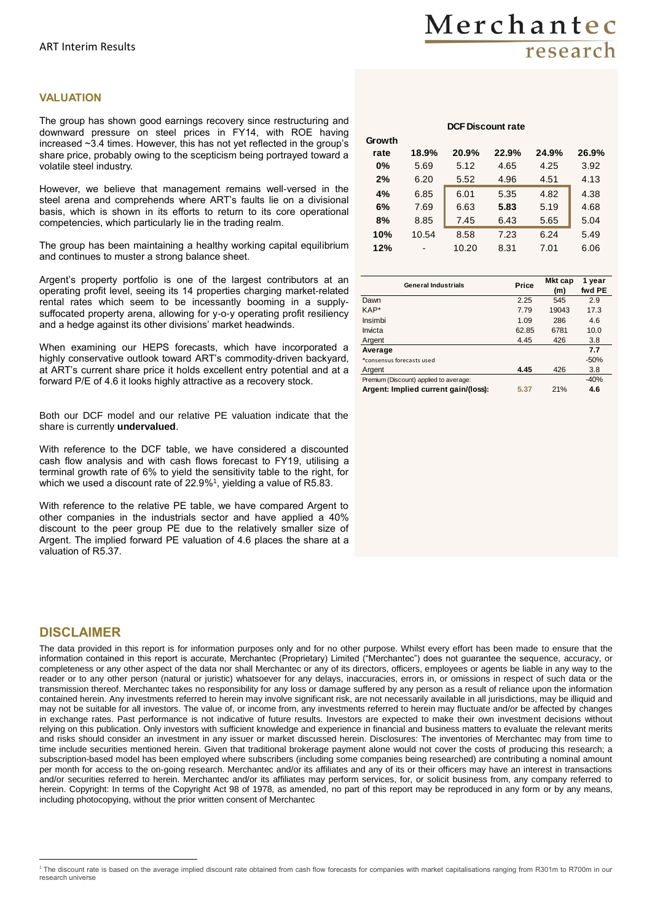## VALUATION

The group has shown good earnings recovery since restructuring and downward pressure on steel prices in FY14, with ROE having increased ~3.4 times. However, this has not yet reflected in the group's share price, probably owing to the scepticism being portrayed toward a volatile steel industry.

However, we believe that management remains well-versed in the steel arena and comprehends where ART's faults lie on a divisional basis, which is shown in its efforts to return to its core operational competencies, which particularly lie in the trading realm.

The group has been maintaining a healthy working capital equilibrium and continues to muster a strong balance sheet.

Argent's property portfolio is one of the largest contributors at an operating profit level, seeing its 14 properties charging market-related rental rates which seem to be incessantly booming in a supply-suffocated property arena, allowing for y-o-y operating profit resiliency and a hedge against its other divisions' market headwinds.

When examining our HEPS forecasts, which have incorporated a highly conservative outlook toward ART's commodity-driven backyard, at ART's current share price it holds excellent entry potential and at a forward P/E of 4.6 it looks highly attractive as a recovery stock.

Both our DCF model and our relative PE valuation indicate that the share is currently **undervalued**.

With reference to the DCF table, we have considered a discounted cash flow analysis and with cash flows forecast to FY19, utilising a terminal growth rate of 6% to yield the sensitivity table to the right, for which we used a discount rate of 22.9%[1], yielding a value of R5.83.

With reference to the relative PE table, we have compared Argent to other companies in the industrials sector and have applied a 40% discount to the peer group PE due to the relatively smaller size of Argent. The implied forward PE valuation of 4.6 places the share at a valuation of R5.37.

| Growth rate | DCF Discount rate | | | | |
|---|---|---|---|---|---|
| | **18.9%** | **20.9%** | **22.9%** | **24.9%** | **26.9%** |
| **0%** | 5.69 | 5.12 | 4.65 | 4.25 | 3.92 |
| **2%** | 6.20 | 5.52 | 4.96 | 4.51 | 4.13 |
| **4%** | 6.85 | 6.01 | 5.35 | 4.82 | 4.38 |
| **6%** | 7.69 | 6.63 | **5.83** | 5.19 | 4.68 |
| **8%** | 8.85 | 7.45 | 6.43 | 5.65 | 5.04 |
| **10%** | 10.54 | 8.58 | 7.23 | 6.24 | 5.49 |
| **12%** | - | 10.20 | 8.31 | 7.01 | 6.06 |

| General Industrials | Price | Mkt cap (m) | 1 year fwd PE |
|---|---|---|---|
| Dawn | 2.25 | 545 | 2.9 |
| KAP* | 7.79 | 19043 | 17.3 |
| Insimbi | 1.09 | 286 | 4.6 |
| Invicta | 62.85 | 6781 | 10.0 |
| Argent | 4.45 | 426 | 3.8 |
| **Average** | | | **7.7** |
| *consensus forecasts used | | | -50% |
| Argent | **4.45** | 426 | 3.8 |
| Premium (Discount) applied to average: | | | -40% |
| **Argent: Implied current gain/(loss):** | **5.37** | 21% | **4.6** |

## DISCLAIMER

The data provided in this report is for information purposes only and for no other purpose. Whilst every effort has been made to ensure that the information contained in this report is accurate, Merchantec (Proprietary) Limited ("Merchantec") does not guarantee the sequence, accuracy, or completeness or any other aspect of the data nor shall Merchantec or any of its directors, officers, employees or agents be liable in any way to the reader or to any other person (natural or juristic) whatsoever for any delays, inaccuracies, errors in, or omissions in respect of such data or the transmission thereof. Merchantec takes no responsibility for any loss or damage suffered by any person as a result of reliance upon the information contained herein. Any investments referred to herein may involve significant risk, are not necessarily available in all jurisdictions, may be illiquid and may not be suitable for all investors. The value of, or income from, any investments referred to herein may fluctuate and/or be affected by changes in exchange rates. Past performance is not indicative of future results. Investors are expected to make their own investment decisions without relying on this publication. Only investors with sufficient knowledge and experience in financial and business matters to evaluate the relevant merits and risks should consider an investment in any issuer or market discussed herein. Disclosures: The inventories of Merchantec may from time to time include securities mentioned herein. Given that traditional brokerage payment alone would not cover the costs of producing this research; a subscription-based model has been employed where subscribers (including some companies being researched) are contributing a nominal amount per month for access to the on-going research. Merchantec and/or its affiliates and any of its or their officers may have an interest in transactions and/or securities referred to herein. Merchantec and/or its affiliates may perform services, for, or solicit business from, any company referred to herein. Copyright: In terms of the Copyright Act 98 of 1978, as amended, no part of this report may be reproduced in any form or by any means, including photocopying, without the prior written consent of Merchantec

[1] The discount rate is based on the average implied discount rate obtained from cash flow forecasts for companies with market capitalisations ranging from R301m to R700m in our research universe